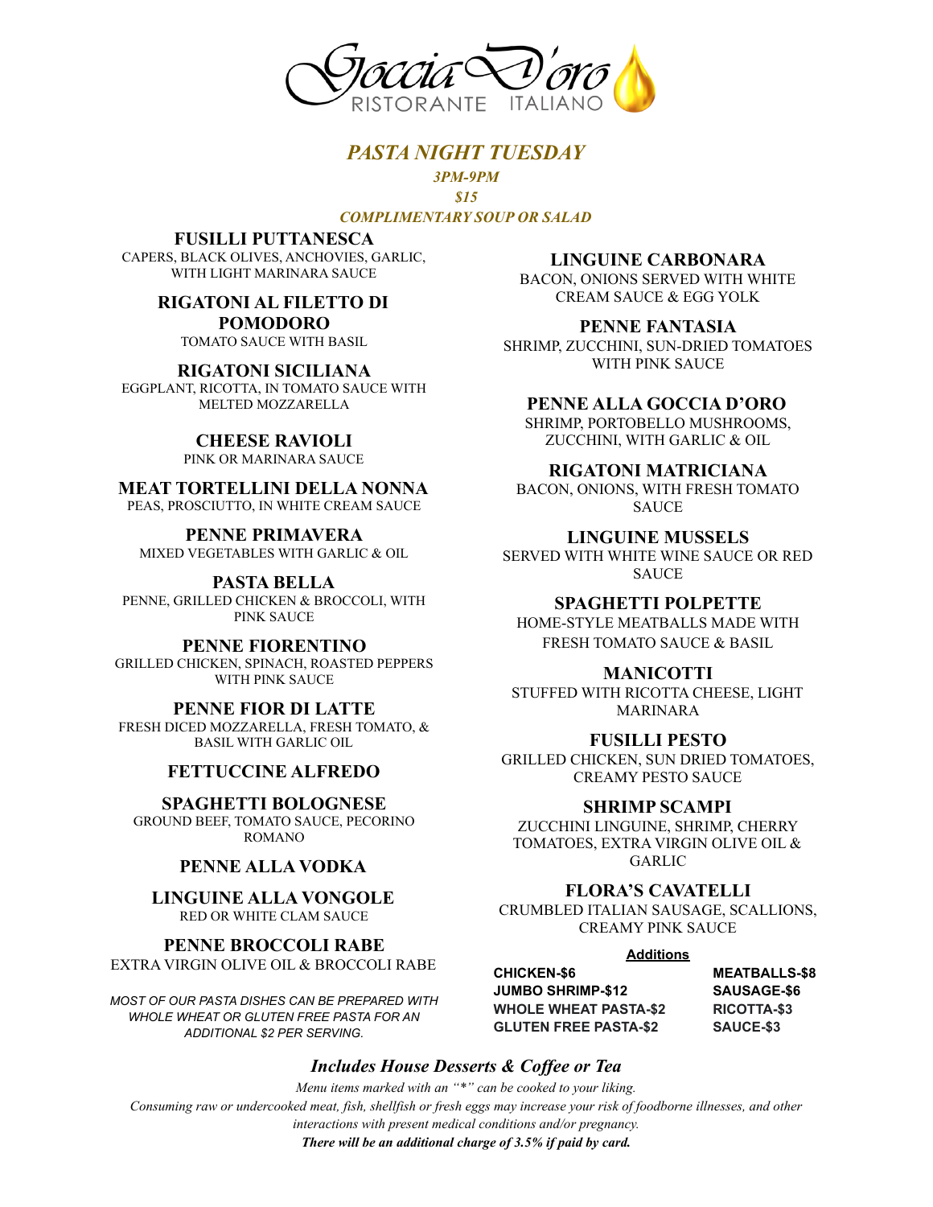# Goccia D'oro
RISTORANTE ITALIANO

## *PASTA NIGHT TUESDAY*

*3PM-9PM*

*$15*

*COMPLIMENTARY SOUP OR SALAD*

**FUSILLI PUTTANESCA**
CAPERS, BLACK OLIVES, ANCHOVIES, GARLIC, WITH LIGHT MARINARA SAUCE

**RIGATONI AL FILETTO DI POMODORO**
TOMATO SAUCE WITH BASIL

**RIGATONI SICILIANA**
EGGPLANT, RICOTTA, IN TOMATO SAUCE WITH MELTED MOZZARELLA

**CHEESE RAVIOLI**
PINK OR MARINARA SAUCE

**MEAT TORTELLINI DELLA NONNA**
PEAS, PROSCIUTTO, IN WHITE CREAM SAUCE

**PENNE PRIMAVERA**
MIXED VEGETABLES WITH GARLIC & OIL

**PASTA BELLA**
PENNE, GRILLED CHICKEN & BROCCOLI, WITH PINK SAUCE

**PENNE FIORENTINO**
GRILLED CHICKEN, SPINACH, ROASTED PEPPERS WITH PINK SAUCE

**PENNE FIOR DI LATTE**
FRESH DICED MOZZARELLA, FRESH TOMATO, & BASIL WITH GARLIC OIL

**FETTUCCINE ALFREDO**

**SPAGHETTI BOLOGNESE**
GROUND BEEF, TOMATO SAUCE, PECORINO ROMANO

**PENNE ALLA VODKA**

**LINGUINE ALLA VONGOLE**
RED OR WHITE CLAM SAUCE

**PENNE BROCCOLI RABE**
EXTRA VIRGIN OLIVE OIL & BROCCOLI RABE

*MOST OF OUR PASTA DISHES CAN BE PREPARED WITH WHOLE WHEAT OR GLUTEN FREE PASTA FOR AN ADDITIONAL $2 PER SERVING.*

**LINGUINE CARBONARA**
BACON, ONIONS SERVED WITH WHITE CREAM SAUCE & EGG YOLK

**PENNE FANTASIA**
SHRIMP, ZUCCHINI, SUN-DRIED TOMATOES WITH PINK SAUCE

**PENNE ALLA GOCCIA D'ORO**
SHRIMP, PORTOBELLO MUSHROOMS, ZUCCHINI, WITH GARLIC & OIL

**RIGATONI MATRICIANA**
BACON, ONIONS, WITH FRESH TOMATO SAUCE

**LINGUINE MUSSELS**
SERVED WITH WHITE WINE SAUCE OR RED SAUCE

**SPAGHETTI POLPETTE**
HOME-STYLE MEATBALLS MADE WITH FRESH TOMATO SAUCE & BASIL

**MANICOTTI**
STUFFED WITH RICOTTA CHEESE, LIGHT MARINARA

**FUSILLI PESTO**
GRILLED CHICKEN, SUN DRIED TOMATOES, CREAMY PESTO SAUCE

**SHRIMP SCAMPI**
ZUCCHINI LINGUINE, SHRIMP, CHERRY TOMATOES, EXTRA VIRGIN OLIVE OIL & GARLIC

**FLORA'S CAVATELLI**
CRUMBLED ITALIAN SAUSAGE, SCALLIONS, CREAMY PINK SAUCE

**Additions**

**CHICKEN-$6**
**JUMBO SHRIMP-$12**
**WHOLE WHEAT PASTA-$2**
**GLUTEN FREE PASTA-$2**
**MEATBALLS-$8**
**SAUSAGE-$6**
**RICOTTA-$3**
**SAUCE-$3**

***Includes House Desserts & Coffee or Tea***

*Menu items marked with an "*" can be cooked to your liking.*
*Consuming raw or undercooked meat, fish, shellfish or fresh eggs may increase your risk of foodborne illnesses, and other interactions with present medical conditions and/or pregnancy.*
***There will be an additional charge of 3.5% if paid by card.***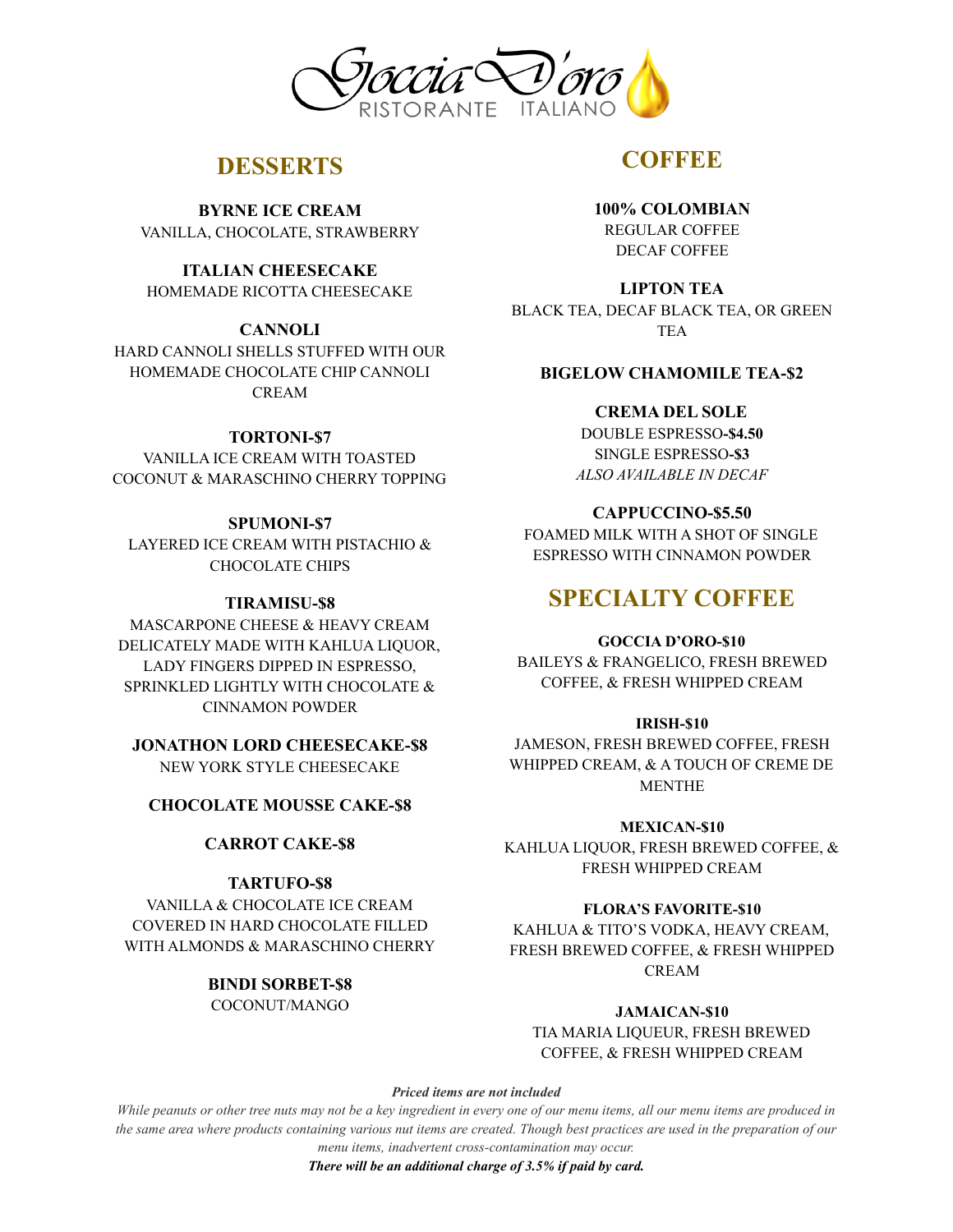Goccia D'oro
RISTORANTE ITALIANO

## DESSERTS

**BYRNE ICE CREAM**
VANILLA, CHOCOLATE, STRAWBERRY

**ITALIAN CHEESECAKE**
HOMEMADE RICOTTA CHEESECAKE

**CANNOLI**
HARD CANNOLI SHELLS STUFFED WITH OUR HOMEMADE CHOCOLATE CHIP CANNOLI CREAM

**TORTONI-$7**
VANILLA ICE CREAM WITH TOASTED COCONUT & MARASCHINO CHERRY TOPPING

**SPUMONI-$7**
LAYERED ICE CREAM WITH PISTACHIO & CHOCOLATE CHIPS

**TIRAMISU-$8**
MASCARPONE CHEESE & HEAVY CREAM DELICATELY MADE WITH KAHLUA LIQUOR, LADY FINGERS DIPPED IN ESPRESSO, SPRINKLED LIGHTLY WITH CHOCOLATE & CINNAMON POWDER

**JONATHON LORD CHEESECAKE-$8**
NEW YORK STYLE CHEESECAKE

**CHOCOLATE MOUSSE CAKE-$8**

**CARROT CAKE-$8**

**TARTUFO-$8**
VANILLA & CHOCOLATE ICE CREAM COVERED IN HARD CHOCOLATE FILLED WITH ALMONDS & MARASCHINO CHERRY

**BINDI SORBET-$8**
COCONUT/MANGO

## COFFEE

**100% COLOMBIAN**
REGULAR COFFEE
DECAF COFFEE

**LIPTON TEA**
BLACK TEA, DECAF BLACK TEA, OR GREEN TEA

**BIGELOW CHAMOMILE TEA-$2**

**CREMA DEL SOLE**
DOUBLE ESPRESSO-**$4.50**
SINGLE ESPRESSO-**$3**
*ALSO AVAILABLE IN DECAF*

**CAPPUCCINO-$5.50**
FOAMED MILK WITH A SHOT OF SINGLE ESPRESSO WITH CINNAMON POWDER

## SPECIALTY COFFEE

**GOCCIA D'ORO-$10**
BAILEYS & FRANGELICO, FRESH BREWED COFFEE, & FRESH WHIPPED CREAM

**IRISH-$10**
JAMESON, FRESH BREWED COFFEE, FRESH WHIPPED CREAM, & A TOUCH OF CREME DE MENTHE

**MEXICAN-$10**
KAHLUA LIQUOR, FRESH BREWED COFFEE, & FRESH WHIPPED CREAM

**FLORA'S FAVORITE-$10**
KAHLUA & TITO'S VODKA, HEAVY CREAM, FRESH BREWED COFFEE, & FRESH WHIPPED CREAM

**JAMAICAN-$10**
TIA MARIA LIQUEUR, FRESH BREWED COFFEE, & FRESH WHIPPED CREAM

***Priced items are not included***

*While peanuts or other tree nuts may not be a key ingredient in every one of our menu items, all our menu items are produced in the same area where products containing various nut items are created. Though best practices are used in the preparation of our menu items, inadvertent cross-contamination may occur.*

***There will be an additional charge of 3.5% if paid by card.***